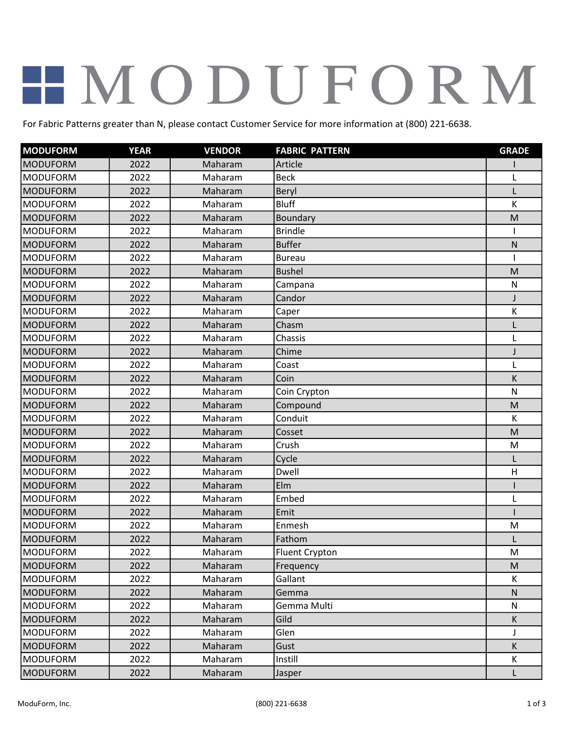# MODUFORM

For Fabric Patterns greater than N, please contact Customer Service for more information at (800) 221-6638.

| MODUFORM | YEAR | VENDOR | FABRIC PATTERN | GRADE |
|---|---|---|---|---|
| MODUFORM | 2022 | Maharam | Article | I |
| MODUFORM | 2022 | Maharam | Beck | L |
| MODUFORM | 2022 | Maharam | Beryl | L |
| MODUFORM | 2022 | Maharam | Bluff | K |
| MODUFORM | 2022 | Maharam | Boundary | M |
| MODUFORM | 2022 | Maharam | Brindle | I |
| MODUFORM | 2022 | Maharam | Buffer | N |
| MODUFORM | 2022 | Maharam | Bureau | I |
| MODUFORM | 2022 | Maharam | Bushel | M |
| MODUFORM | 2022 | Maharam | Campana | N |
| MODUFORM | 2022 | Maharam | Candor | J |
| MODUFORM | 2022 | Maharam | Caper | K |
| MODUFORM | 2022 | Maharam | Chasm | L |
| MODUFORM | 2022 | Maharam | Chassis | L |
| MODUFORM | 2022 | Maharam | Chime | J |
| MODUFORM | 2022 | Maharam | Coast | L |
| MODUFORM | 2022 | Maharam | Coin | K |
| MODUFORM | 2022 | Maharam | Coin Crypton | N |
| MODUFORM | 2022 | Maharam | Compound | M |
| MODUFORM | 2022 | Maharam | Conduit | K |
| MODUFORM | 2022 | Maharam | Cosset | M |
| MODUFORM | 2022 | Maharam | Crush | M |
| MODUFORM | 2022 | Maharam | Cycle | L |
| MODUFORM | 2022 | Maharam | Dwell | H |
| MODUFORM | 2022 | Maharam | Elm | I |
| MODUFORM | 2022 | Maharam | Embed | L |
| MODUFORM | 2022 | Maharam | Emit | I |
| MODUFORM | 2022 | Maharam | Enmesh | M |
| MODUFORM | 2022 | Maharam | Fathom | L |
| MODUFORM | 2022 | Maharam | Fluent Crypton | M |
| MODUFORM | 2022 | Maharam | Frequency | M |
| MODUFORM | 2022 | Maharam | Gallant | K |
| MODUFORM | 2022 | Maharam | Gemma | N |
| MODUFORM | 2022 | Maharam | Gemma Multi | N |
| MODUFORM | 2022 | Maharam | Gild | K |
| MODUFORM | 2022 | Maharam | Glen | J |
| MODUFORM | 2022 | Maharam | Gust | K |
| MODUFORM | 2022 | Maharam | Instill | K |
| MODUFORM | 2022 | Maharam | Jasper | L |

ModuForm, Inc. (800) 221-6638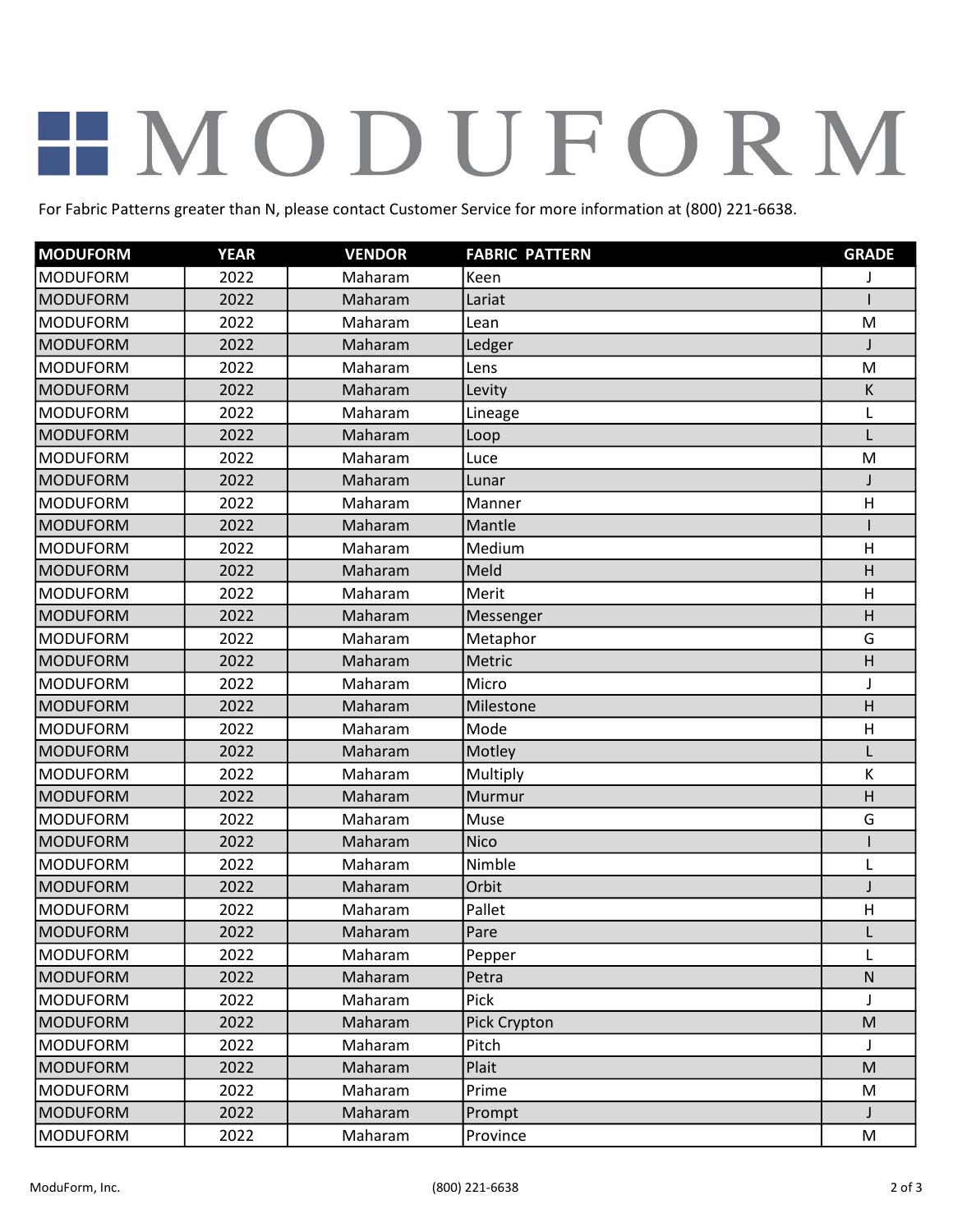# MODUFORM

For Fabric Patterns greater than N, please contact Customer Service for more information at (800) 221-6638.

| MODUFORM | YEAR | VENDOR | FABRIC PATTERN | GRADE |
|---|---|---|---|---|
| MODUFORM | 2022 | Maharam | Keen | J |
| MODUFORM | 2022 | Maharam | Lariat | I |
| MODUFORM | 2022 | Maharam | Lean | M |
| MODUFORM | 2022 | Maharam | Ledger | J |
| MODUFORM | 2022 | Maharam | Lens | M |
| MODUFORM | 2022 | Maharam | Levity | K |
| MODUFORM | 2022 | Maharam | Lineage | L |
| MODUFORM | 2022 | Maharam | Loop | L |
| MODUFORM | 2022 | Maharam | Luce | M |
| MODUFORM | 2022 | Maharam | Lunar | J |
| MODUFORM | 2022 | Maharam | Manner | H |
| MODUFORM | 2022 | Maharam | Mantle | I |
| MODUFORM | 2022 | Maharam | Medium | H |
| MODUFORM | 2022 | Maharam | Meld | H |
| MODUFORM | 2022 | Maharam | Merit | H |
| MODUFORM | 2022 | Maharam | Messenger | H |
| MODUFORM | 2022 | Maharam | Metaphor | G |
| MODUFORM | 2022 | Maharam | Metric | H |
| MODUFORM | 2022 | Maharam | Micro | J |
| MODUFORM | 2022 | Maharam | Milestone | H |
| MODUFORM | 2022 | Maharam | Mode | H |
| MODUFORM | 2022 | Maharam | Motley | L |
| MODUFORM | 2022 | Maharam | Multiply | K |
| MODUFORM | 2022 | Maharam | Murmur | H |
| MODUFORM | 2022 | Maharam | Muse | G |
| MODUFORM | 2022 | Maharam | Nico | I |
| MODUFORM | 2022 | Maharam | Nimble | L |
| MODUFORM | 2022 | Maharam | Orbit | J |
| MODUFORM | 2022 | Maharam | Pallet | H |
| MODUFORM | 2022 | Maharam | Pare | L |
| MODUFORM | 2022 | Maharam | Pepper | L |
| MODUFORM | 2022 | Maharam | Petra | N |
| MODUFORM | 2022 | Maharam | Pick | J |
| MODUFORM | 2022 | Maharam | Pick Crypton | M |
| MODUFORM | 2022 | Maharam | Pitch | J |
| MODUFORM | 2022 | Maharam | Plait | M |
| MODUFORM | 2022 | Maharam | Prime | M |
| MODUFORM | 2022 | Maharam | Prompt | J |
| MODUFORM | 2022 | Maharam | Province | M |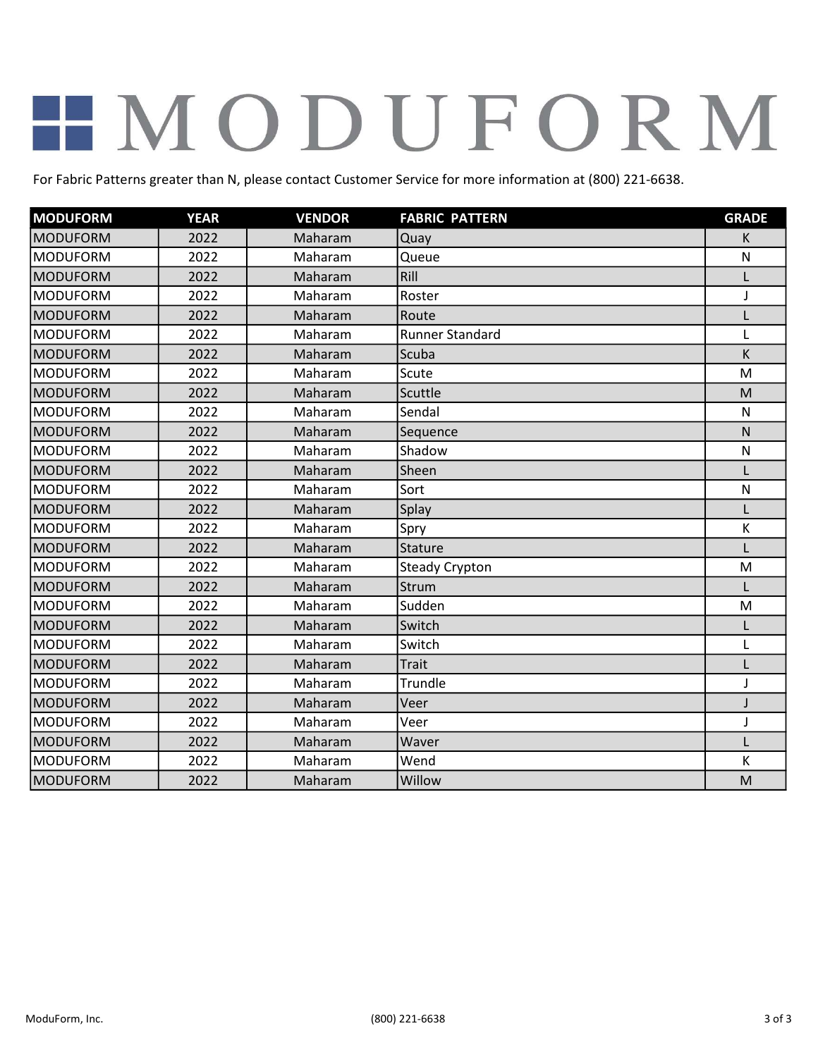# MODUFORM

For Fabric Patterns greater than N, please contact Customer Service for more information at (800) 221-6638.

| MODUFORM | YEAR | VENDOR | FABRIC PATTERN | GRADE |
|---|---|---|---|---|
| MODUFORM | 2022 | Maharam | Quay | K |
| MODUFORM | 2022 | Maharam | Queue | N |
| MODUFORM | 2022 | Maharam | Rill | L |
| MODUFORM | 2022 | Maharam | Roster | J |
| MODUFORM | 2022 | Maharam | Route | L |
| MODUFORM | 2022 | Maharam | Runner Standard | L |
| MODUFORM | 2022 | Maharam | Scuba | K |
| MODUFORM | 2022 | Maharam | Scute | M |
| MODUFORM | 2022 | Maharam | Scuttle | M |
| MODUFORM | 2022 | Maharam | Sendal | N |
| MODUFORM | 2022 | Maharam | Sequence | N |
| MODUFORM | 2022 | Maharam | Shadow | N |
| MODUFORM | 2022 | Maharam | Sheen | L |
| MODUFORM | 2022 | Maharam | Sort | N |
| MODUFORM | 2022 | Maharam | Splay | L |
| MODUFORM | 2022 | Maharam | Spry | K |
| MODUFORM | 2022 | Maharam | Stature | L |
| MODUFORM | 2022 | Maharam | Steady Crypton | M |
| MODUFORM | 2022 | Maharam | Strum | L |
| MODUFORM | 2022 | Maharam | Sudden | M |
| MODUFORM | 2022 | Maharam | Switch | L |
| MODUFORM | 2022 | Maharam | Switch | L |
| MODUFORM | 2022 | Maharam | Trait | L |
| MODUFORM | 2022 | Maharam | Trundle | J |
| MODUFORM | 2022 | Maharam | Veer | J |
| MODUFORM | 2022 | Maharam | Veer | J |
| MODUFORM | 2022 | Maharam | Waver | L |
| MODUFORM | 2022 | Maharam | Wend | K |
| MODUFORM | 2022 | Maharam | Willow | M |